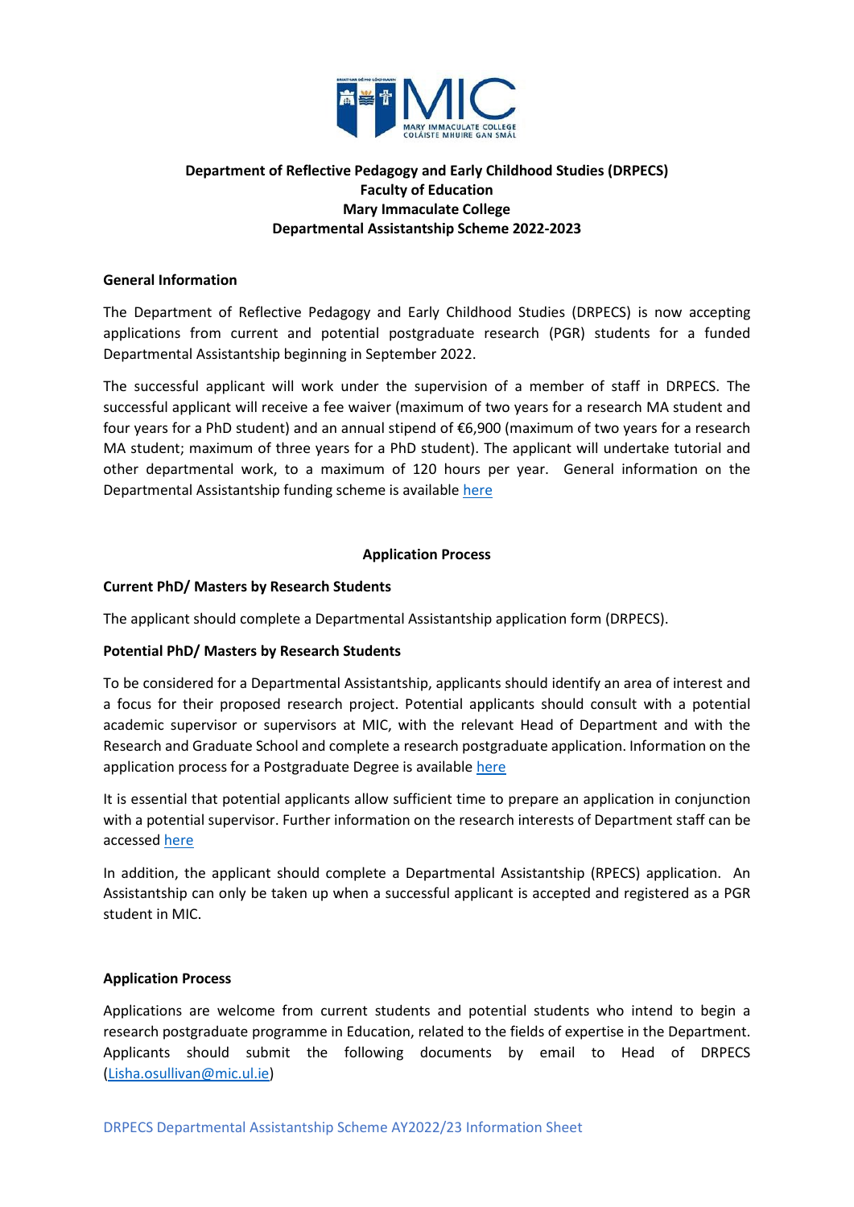**Department of Reflective Pedagogy and Early Childhood Studies (DRPECS)**
**Faculty of Education**
**Mary Immaculate College**
**Departmental Assistantship Scheme 2022-2023**

**General Information**

The Department of Reflective Pedagogy and Early Childhood Studies (DRPECS) is now accepting applications from current and potential postgraduate research (PGR) students for a funded Departmental Assistantship beginning in September 2022.

The successful applicant will work under the supervision of a member of staff in DRPECS. The successful applicant will receive a fee waiver (maximum of two years for a research MA student and four years for a PhD student) and an annual stipend of €6,900 (maximum of two years for a research MA student; maximum of three years for a PhD student). The applicant will undertake tutorial and other departmental work, to a maximum of 120 hours per year. General information on the Departmental Assistantship funding scheme is available here

**Application Process**

**Current PhD/ Masters by Research Students**

The applicant should complete a Departmental Assistantship application form (DRPECS).

**Potential PhD/ Masters by Research Students**

To be considered for a Departmental Assistantship, applicants should identify an area of interest and a focus for their proposed research project. Potential applicants should consult with a potential academic supervisor or supervisors at MIC, with the relevant Head of Department and with the Research and Graduate School and complete a research postgraduate application. Information on the application process for a Postgraduate Degree is available here

It is essential that potential applicants allow sufficient time to prepare an application in conjunction with a potential supervisor. Further information on the research interests of Department staff can be accessed here

In addition, the applicant should complete a Departmental Assistantship (RPECS) application. An Assistantship can only be taken up when a successful applicant is accepted and registered as a PGR student in MIC.

**Application Process**

Applications are welcome from current students and potential students who intend to begin a research postgraduate programme in Education, related to the fields of expertise in the Department. Applicants should submit the following documents by email to Head of DRPECS (Lisha.osullivan@mic.ul.ie)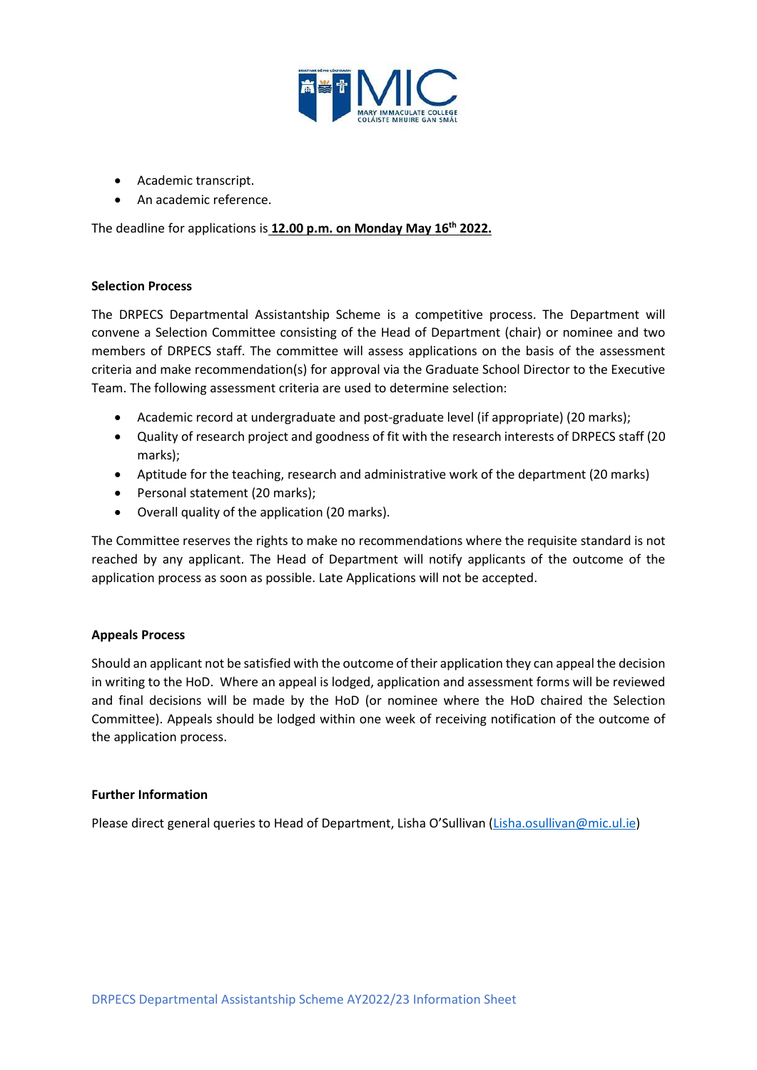- Academic transcript.
- An academic reference.

The deadline for applications is **12.00 p.m. on Monday May 16th 2022.**

**Selection Process**

The DRPECS Departmental Assistantship Scheme is a competitive process. The Department will convene a Selection Committee consisting of the Head of Department (chair) or nominee and two members of DRPECS staff. The committee will assess applications on the basis of the assessment criteria and make recommendation(s) for approval via the Graduate School Director to the Executive Team. The following assessment criteria are used to determine selection:

- Academic record at undergraduate and post-graduate level (if appropriate) (20 marks);
- Quality of research project and goodness of fit with the research interests of DRPECS staff (20 marks);
- Aptitude for the teaching, research and administrative work of the department (20 marks)
- Personal statement (20 marks);
- Overall quality of the application (20 marks).

The Committee reserves the rights to make no recommendations where the requisite standard is not reached by any applicant. The Head of Department will notify applicants of the outcome of the application process as soon as possible. Late Applications will not be accepted.

**Appeals Process**

Should an applicant not be satisfied with the outcome of their application they can appeal the decision in writing to the HoD. Where an appeal is lodged, application and assessment forms will be reviewed and final decisions will be made by the HoD (or nominee where the HoD chaired the Selection Committee). Appeals should be lodged within one week of receiving notification of the outcome of the application process.

**Further Information**

Please direct general queries to Head of Department, Lisha O'Sullivan (Lisha.osullivan@mic.ul.ie)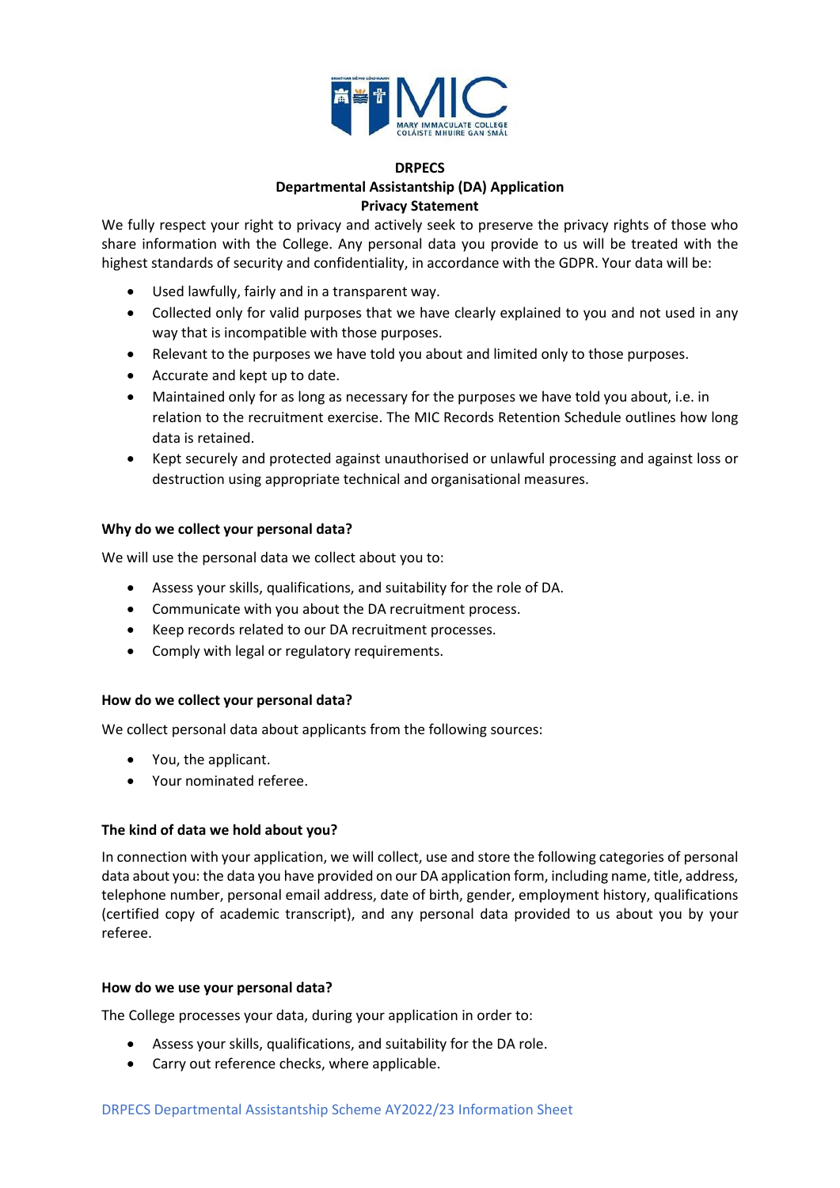**DRPECS**

**Departmental Assistantship (DA) Application**

**Privacy Statement**

We fully respect your right to privacy and actively seek to preserve the privacy rights of those who share information with the College. Any personal data you provide to us will be treated with the highest standards of security and confidentiality, in accordance with the GDPR. Your data will be:

- Used lawfully, fairly and in a transparent way.
- Collected only for valid purposes that we have clearly explained to you and not used in any way that is incompatible with those purposes.
- Relevant to the purposes we have told you about and limited only to those purposes.
- Accurate and kept up to date.
- Maintained only for as long as necessary for the purposes we have told you about, i.e. in relation to the recruitment exercise. The MIC Records Retention Schedule outlines how long data is retained.
- Kept securely and protected against unauthorised or unlawful processing and against loss or destruction using appropriate technical and organisational measures.

**Why do we collect your personal data?**

We will use the personal data we collect about you to:

- Assess your skills, qualifications, and suitability for the role of DA.
- Communicate with you about the DA recruitment process.
- Keep records related to our DA recruitment processes.
- Comply with legal or regulatory requirements.

**How do we collect your personal data?**

We collect personal data about applicants from the following sources:

- You, the applicant.
- Your nominated referee.

**The kind of data we hold about you?**

In connection with your application, we will collect, use and store the following categories of personal data about you: the data you have provided on our DA application form, including name, title, address, telephone number, personal email address, date of birth, gender, employment history, qualifications (certified copy of academic transcript), and any personal data provided to us about you by your referee.

**How do we use your personal data?**

The College processes your data, during your application in order to:

- Assess your skills, qualifications, and suitability for the DA role.
- Carry out reference checks, where applicable.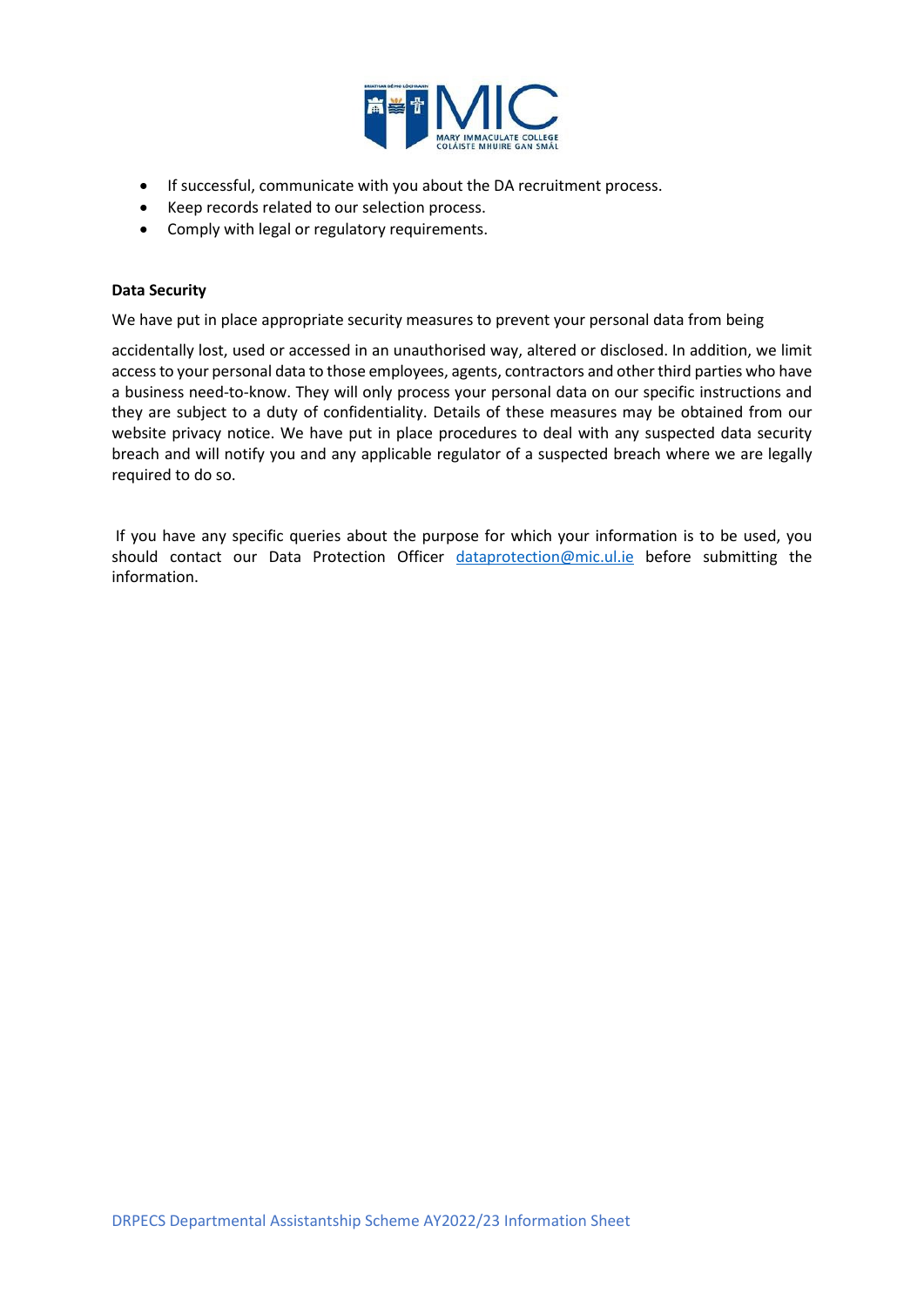- If successful, communicate with you about the DA recruitment process.
- Keep records related to our selection process.
- Comply with legal or regulatory requirements.

**Data Security**

We have put in place appropriate security measures to prevent your personal data from being accidentally lost, used or accessed in an unauthorised way, altered or disclosed. In addition, we limit access to your personal data to those employees, agents, contractors and other third parties who have a business need-to-know. They will only process your personal data on our specific instructions and they are subject to a duty of confidentiality. Details of these measures may be obtained from our website privacy notice. We have put in place procedures to deal with any suspected data security breach and will notify you and any applicable regulator of a suspected breach where we are legally required to do so.

If you have any specific queries about the purpose for which your information is to be used, you should contact our Data Protection Officer dataprotection@mic.ul.ie before submitting the information.